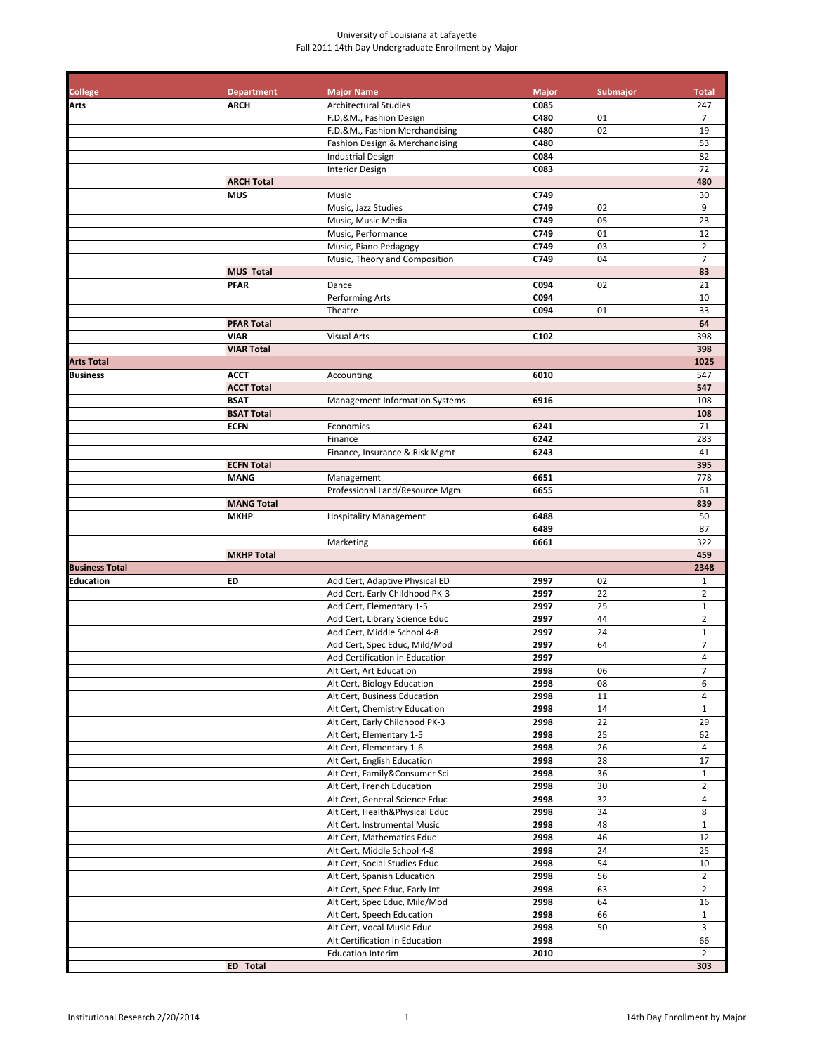University of Louisiana at Lafayette
Fall 2011 14th Day Undergraduate Enrollment by Major

| College | Department | Major Name | Major | Submajor | Total |
|---|---|---|---|---|---|
| **Arts** | **ARCH** | Architectural Studies | **C085** | | 247 |
| | | F.D.&M., Fashion Design | **C480** | 01 | 7 |
| | | F.D.&M., Fashion Merchandising | **C480** | 02 | 19 |
| | | Fashion Design & Merchandising | **C480** | | 53 |
| | | Industrial Design | **C084** | | 82 |
| | | Interior Design | **C083** | | 72 |
| | **ARCH Total** | | | | **480** |
| | **MUS** | Music | **C749** | | 30 |
| | | Music, Jazz Studies | **C749** | 02 | 9 |
| | | Music, Music Media | **C749** | 05 | 23 |
| | | Music, Performance | **C749** | 01 | 12 |
| | | Music, Piano Pedagogy | **C749** | 03 | 2 |
| | | Music, Theory and Composition | **C749** | 04 | 7 |
| | **MUS Total** | | | | **83** |
| | **PFAR** | Dance | **C094** | 02 | 21 |
| | | Performing Arts | **C094** | | 10 |
| | | Theatre | **C094** | 01 | 33 |
| | **PFAR Total** | | | | **64** |
| | **VIAR** | Visual Arts | **C102** | | 398 |
| | **VIAR Total** | | | | **398** |
| **Arts Total** | | | | | **1025** |
| **Business** | **ACCT** | Accounting | **6010** | | 547 |
| | **ACCT Total** | | | | **547** |
| | **BSAT** | Management Information Systems | **6916** | | 108 |
| | **BSAT Total** | | | | **108** |
| | **ECFN** | Economics | **6241** | | 71 |
| | | Finance | **6242** | | 283 |
| | | Finance, Insurance & Risk Mgmt | **6243** | | 41 |
| | **ECFN Total** | | | | **395** |
| | **MANG** | Management | **6651** | | 778 |
| | | Professional Land/Resource Mgm | **6655** | | 61 |
| | **MANG Total** | | | | **839** |
| | **MKHP** | Hospitality Management | **6488** | | 50 |
| | | | **6489** | | 87 |
| | | Marketing | **6661** | | 322 |
| | **MKHP Total** | | | | **459** |
| **Business Total** | | | | | **2348** |
| **Education** | **ED** | Add Cert, Adaptive Physical ED | **2997** | 02 | 1 |
| | | Add Cert, Early Childhood PK-3 | **2997** | 22 | 2 |
| | | Add Cert, Elementary 1-5 | **2997** | 25 | 1 |
| | | Add Cert, Library Science Educ | **2997** | 44 | 2 |
| | | Add Cert, Middle School 4-8 | **2997** | 24 | 1 |
| | | Add Cert, Spec Educ, Mild/Mod | **2997** | 64 | 7 |
| | | Add Certification in Education | **2997** | | 4 |
| | | Alt Cert, Art Education | **2998** | 06 | 7 |
| | | Alt Cert, Biology Education | **2998** | 08 | 6 |
| | | Alt Cert, Business Education | **2998** | 11 | 4 |
| | | Alt Cert, Chemistry Education | **2998** | 14 | 1 |
| | | Alt Cert, Early Childhood PK-3 | **2998** | 22 | 29 |
| | | Alt Cert, Elementary 1-5 | **2998** | 25 | 62 |
| | | Alt Cert, Elementary 1-6 | **2998** | 26 | 4 |
| | | Alt Cert, English Education | **2998** | 28 | 17 |
| | | Alt Cert, Family&Consumer Sci | **2998** | 36 | 1 |
| | | Alt Cert, French Education | **2998** | 30 | 2 |
| | | Alt Cert, General Science Educ | **2998** | 32 | 4 |
| | | Alt Cert, Health&Physical Educ | **2998** | 34 | 8 |
| | | Alt Cert, Instrumental Music | **2998** | 48 | 1 |
| | | Alt Cert, Mathematics Educ | **2998** | 46 | 12 |
| | | Alt Cert, Middle School 4-8 | **2998** | 24 | 25 |
| | | Alt Cert, Social Studies Educ | **2998** | 54 | 10 |
| | | Alt Cert, Spanish Education | **2998** | 56 | 2 |
| | | Alt Cert, Spec Educ, Early Int | **2998** | 63 | 2 |
| | | Alt Cert, Spec Educ, Mild/Mod | **2998** | 64 | 16 |
| | | Alt Cert, Speech Education | **2998** | 66 | 1 |
| | | Alt Cert, Vocal Music Educ | **2998** | 50 | 3 |
| | | Alt Certification in Education | **2998** | | 66 |
| | | Education Interim | **2010** | | 2 |
| | **ED Total** | | | | **303** |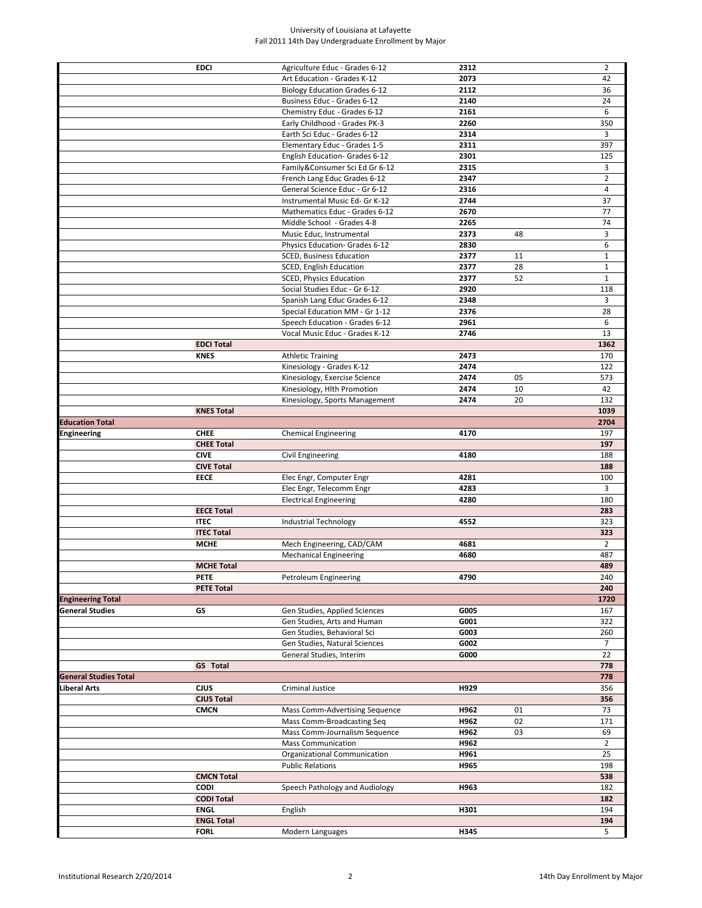University of Louisiana at Lafayette
Fall 2011 14th Day Undergraduate Enrollment by Major

| | | | | | |
|---|---|---|---|---|---|
| | **EDCI** | Agriculture Educ - Grades 6-12 | **2312** | | 2 |
| | | Art Education - Grades K-12 | **2073** | | 42 |
| | | Biology Education Grades 6-12 | **2112** | | 36 |
| | | Business Educ - Grades 6-12 | **2140** | | 24 |
| | | Chemistry Educ - Grades 6-12 | **2161** | | 6 |
| | | Early Childhood - Grades PK-3 | **2260** | | 350 |
| | | Earth Sci Educ - Grades 6-12 | **2314** | | 3 |
| | | Elementary Educ - Grades 1-5 | **2311** | | 397 |
| | | English Education- Grades 6-12 | **2301** | | 125 |
| | | Family&Consumer Sci Ed Gr 6-12 | **2315** | | 3 |
| | | French Lang Educ Grades 6-12 | **2347** | | 2 |
| | | General Science Educ - Gr 6-12 | **2316** | | 4 |
| | | Instrumental Music Ed- Gr K-12 | **2744** | | 37 |
| | | Mathematics Educ - Grades 6-12 | **2670** | | 77 |
| | | Middle School - Grades 4-8 | **2265** | | 74 |
| | | Music Educ, Instrumental | **2373** | 48 | 3 |
| | | Physics Education- Grades 6-12 | **2830** | | 6 |
| | | SCED, Business Education | **2377** | 11 | 1 |
| | | SCED, English Education | **2377** | 28 | 1 |
| | | SCED, Physics Education | **2377** | 52 | 1 |
| | | Social Studies Educ - Gr 6-12 | **2920** | | 118 |
| | | Spanish Lang Educ Grades 6-12 | **2348** | | 3 |
| | | Special Education MM - Gr 1-12 | **2376** | | 28 |
| | | Speech Education - Grades 6-12 | **2961** | | 6 |
| | | Vocal Music Educ - Grades K-12 | **2746** | | 13 |
| | **EDCI Total** | | | | **1362** |
| | **KNES** | Athletic Training | **2473** | | 170 |
| | | Kinesiology - Grades K-12 | **2474** | | 122 |
| | | Kinesiology, Exercise Science | **2474** | 05 | 573 |
| | | Kinesiology, Hlth Promotion | **2474** | 10 | 42 |
| | | Kinesiology, Sports Management | **2474** | 20 | 132 |
| | **KNES Total** | | | | **1039** |
| **Education Total** | | | | | **2704** |
| **Engineering** | **CHEE** | Chemical Engineering | **4170** | | 197 |
| | **CHEE Total** | | | | **197** |
| | **CIVE** | Civil Engineering | **4180** | | 188 |
| | **CIVE Total** | | | | **188** |
| | **EECE** | Elec Engr, Computer Engr | **4281** | | 100 |
| | | Elec Engr, Telecomm Engr | **4283** | | 3 |
| | | Electrical Engineering | **4280** | | 180 |
| | **EECE Total** | | | | **283** |
| | **ITEC** | Industrial Technology | **4552** | | 323 |
| | **ITEC Total** | | | | **323** |
| | **MCHE** | Mech Engineering, CAD/CAM | **4681** | | 2 |
| | | Mechanical Engineering | **4680** | | 487 |
| | **MCHE Total** | | | | **489** |
| | **PETE** | Petroleum Engineering | **4790** | | 240 |
| | **PETE Total** | | | | **240** |
| **Engineering Total** | | | | | **1720** |
| **General Studies** | **GS** | Gen Studies, Applied Sciences | **G005** | | 167 |
| | | Gen Studies, Arts and Human | **G001** | | 322 |
| | | Gen Studies, Behavioral Sci | **G003** | | 260 |
| | | Gen Studies, Natural Sciences | **G002** | | 7 |
| | | General Studies, Interim | **G000** | | 22 |
| | **GS Total** | | | | **778** |
| **General Studies Total** | | | | | **778** |
| **Liberal Arts** | **CJUS** | Criminal Justice | **H929** | | 356 |
| | **CJUS Total** | | | | **356** |
| | **CMCN** | Mass Comm-Advertising Sequence | **H962** | 01 | 73 |
| | | Mass Comm-Broadcasting Seq | **H962** | 02 | 171 |
| | | Mass Comm-Journalism Sequence | **H962** | 03 | 69 |
| | | Mass Communication | **H962** | | 2 |
| | | Organizational Communication | **H961** | | 25 |
| | | Public Relations | **H965** | | 198 |
| | **CMCN Total** | | | | **538** |
| | **CODI** | Speech Pathology and Audiology | **H963** | | 182 |
| | **CODI Total** | | | | **182** |
| | **ENGL** | English | **H301** | | 194 |
| | **ENGL Total** | | | | **194** |
| | **FORL** | Modern Languages | **H345** | | 5 |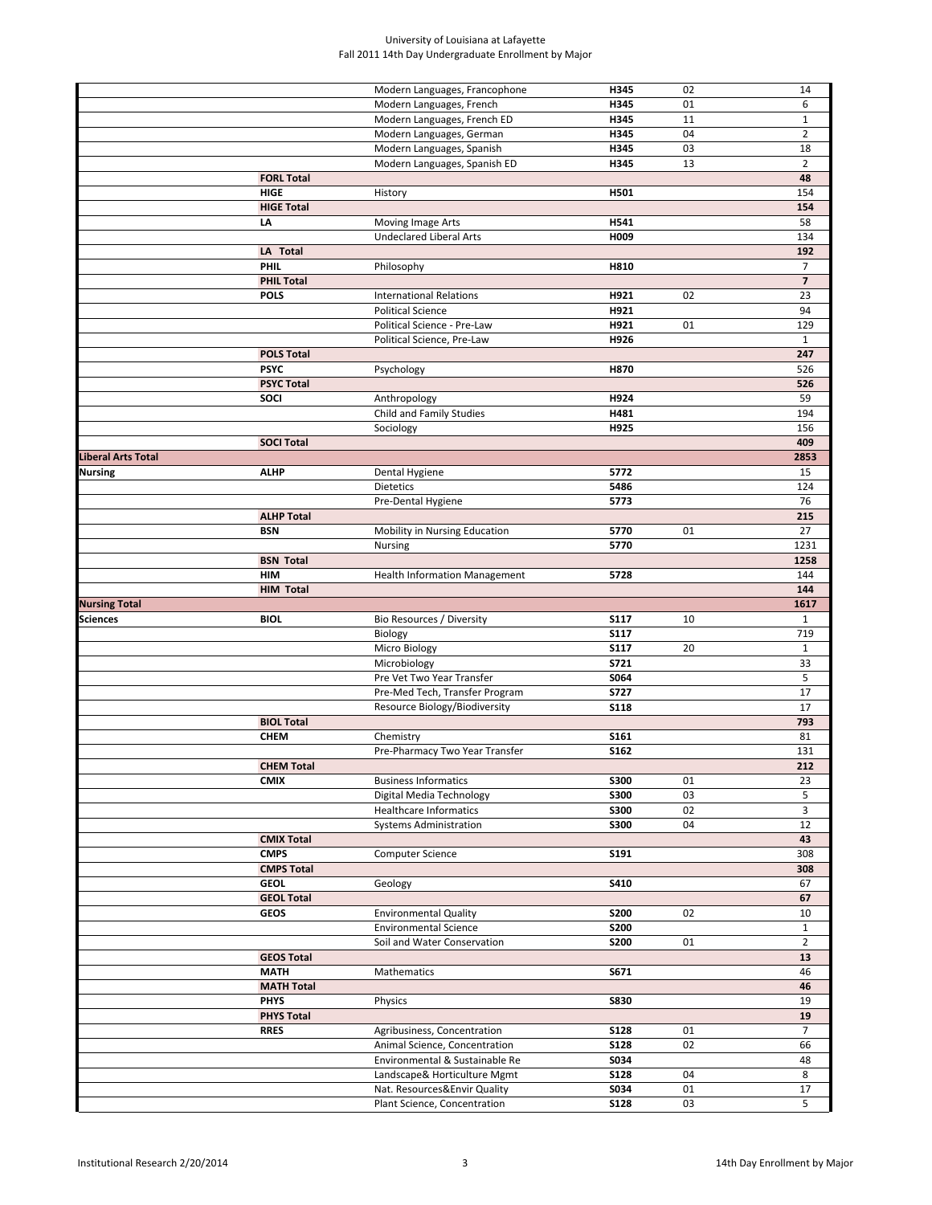University of Louisiana at Lafayette
Fall 2011 14th Day Undergraduate Enrollment by Major

| | | | | | |
|---|---|---|---|---|---|
| | | Modern Languages, Francophone | H345 | 02 | 14 |
| | | Modern Languages, French | H345 | 01 | 6 |
| | | Modern Languages, French ED | H345 | 11 | 1 |
| | | Modern Languages, German | H345 | 04 | 2 |
| | | Modern Languages, Spanish | H345 | 03 | 18 |
| | | Modern Languages, Spanish ED | H345 | 13 | 2 |
| | **FORL Total** | | | | **48** |
| | **HIGE** | History | **H501** | | 154 |
| | **HIGE Total** | | | | **154** |
| | **LA** | Moving Image Arts | **H541** | | 58 |
| | | Undeclared Liberal Arts | **H009** | | 134 |
| | **LA Total** | | | | **192** |
| | **PHIL** | Philosophy | **H810** | | 7 |
| | **PHIL Total** | | | | **7** |
| | **POLS** | International Relations | **H921** | 02 | 23 |
| | | Political Science | **H921** | | 94 |
| | | Political Science - Pre-Law | **H921** | 01 | 129 |
| | | Political Science, Pre-Law | **H926** | | 1 |
| | **POLS Total** | | | | **247** |
| | **PSYC** | Psychology | **H870** | | 526 |
| | **PSYC Total** | | | | **526** |
| | **SOCI** | Anthropology | **H924** | | 59 |
| | | Child and Family Studies | **H481** | | 194 |
| | | Sociology | **H925** | | 156 |
| | **SOCI Total** | | | | **409** |
| **Liberal Arts Total** | | | | | **2853** |
| **Nursing** | **ALHP** | Dental Hygiene | **5772** | | 15 |
| | | Dietetics | **5486** | | 124 |
| | | Pre-Dental Hygiene | **5773** | | 76 |
| | **ALHP Total** | | | | **215** |
| | **BSN** | Mobility in Nursing Education | **5770** | 01 | 27 |
| | | Nursing | **5770** | | 1231 |
| | **BSN Total** | | | | **1258** |
| | **HIM** | Health Information Management | **5728** | | 144 |
| | **HIM Total** | | | | **144** |
| **Nursing Total** | | | | | **1617** |
| **Sciences** | **BIOL** | Bio Resources / Diversity | **S117** | 10 | 1 |
| | | Biology | **S117** | | 719 |
| | | Micro Biology | **S117** | 20 | 1 |
| | | Microbiology | **S721** | | 33 |
| | | Pre Vet Two Year Transfer | **S064** | | 5 |
| | | Pre-Med Tech, Transfer Program | **S727** | | 17 |
| | | Resource Biology/Biodiversity | **S118** | | 17 |
| | **BIOL Total** | | | | **793** |
| | **CHEM** | Chemistry | **S161** | | 81 |
| | | Pre-Pharmacy Two Year Transfer | **S162** | | 131 |
| | **CHEM Total** | | | | **212** |
| | **CMIX** | Business Informatics | **S300** | 01 | 23 |
| | | Digital Media Technology | **S300** | 03 | 5 |
| | | Healthcare Informatics | **S300** | 02 | 3 |
| | | Systems Administration | **S300** | 04 | 12 |
| | **CMIX Total** | | | | **43** |
| | **CMPS** | Computer Science | **S191** | | 308 |
| | **CMPS Total** | | | | **308** |
| | **GEOL** | Geology | **S410** | | 67 |
| | **GEOL Total** | | | | **67** |
| | **GEOS** | Environmental Quality | **S200** | 02 | 10 |
| | | Environmental Science | **S200** | | 1 |
| | | Soil and Water Conservation | **S200** | 01 | 2 |
| | **GEOS Total** | | | | **13** |
| | **MATH** | Mathematics | **S671** | | 46 |
| | **MATH Total** | | | | **46** |
| | **PHYS** | Physics | **S830** | | 19 |
| | **PHYS Total** | | | | **19** |
| | **RRES** | Agribusiness, Concentration | **S128** | 01 | 7 |
| | | Animal Science, Concentration | **S128** | 02 | 66 |
| | | Environmental & Sustainable Re | **S034** | | 48 |
| | | Landscape& Horticulture Mgmt | **S128** | 04 | 8 |
| | | Nat. Resources&Envir Quality | **S034** | 01 | 17 |
| | | Plant Science, Concentration | **S128** | 03 | 5 |

Institutional Research 2/20/2014 — 14th Day Enrollment by Major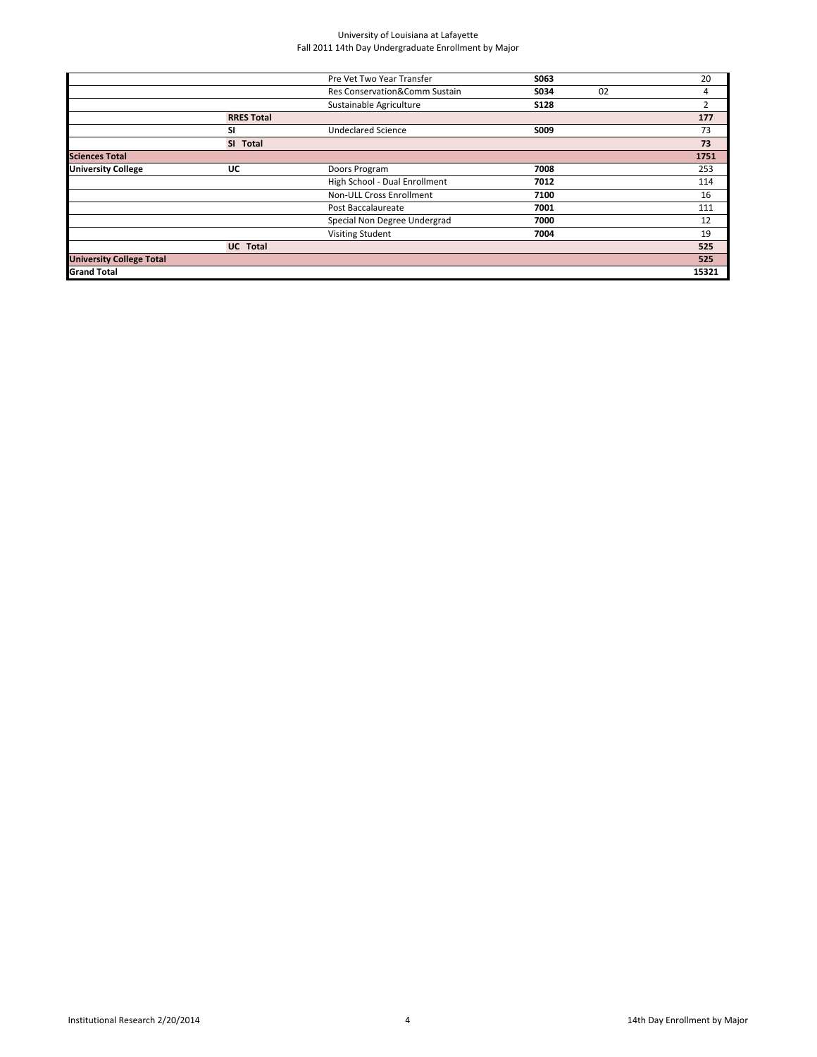University of Louisiana at Lafayette
Fall 2011 14th Day Undergraduate Enrollment by Major

| | | | | | |
|---|---|---|---|---|---|
| | | Pre Vet Two Year Transfer | **S063** | | 20 |
| | | Res Conservation&Comm Sustain | **S034** | 02 | 4 |
| | | Sustainable Agriculture | **S128** | | 2 |
| | **RRES Total** | | | | **177** |
| | **SI** | Undeclared Science | **S009** | | 73 |
| | **SI Total** | | | | **73** |
| **Sciences Total** | | | | | **1751** |
| **University College** | **UC** | Doors Program | **7008** | | 253 |
| | | High School - Dual Enrollment | **7012** | | 114 |
| | | Non-ULL Cross Enrollment | **7100** | | 16 |
| | | Post Baccalaureate | **7001** | | 111 |
| | | Special Non Degree Undergrad | **7000** | | 12 |
| | | Visiting Student | **7004** | | 19 |
| | **UC Total** | | | | **525** |
| **University College Total** | | | | | **525** |
| **Grand Total** | | | | | **15321** |

Institutional Research 2/20/2014 | 14th Day Enrollment by Major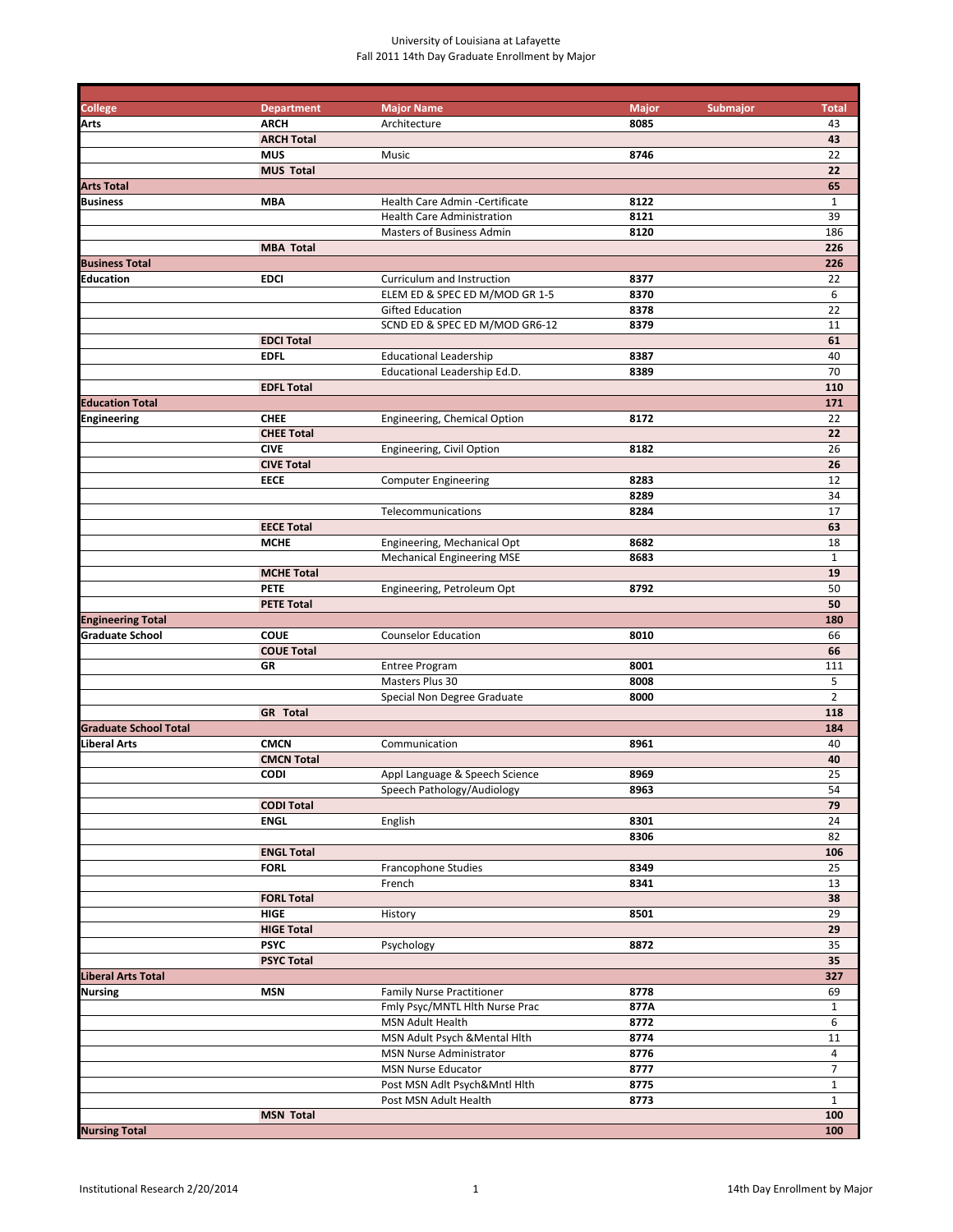University of Louisiana at Lafayette
Fall 2011 14th Day Graduate Enrollment by Major

| College | Department | Major Name | Major | Submajor | Total |
|---|---|---|---|---|---|
| **Arts** | **ARCH** | Architecture | **8085** | | 43 |
| | **ARCH Total** | | | | **43** |
| | **MUS** | Music | **8746** | | 22 |
| | **MUS Total** | | | | **22** |
| **Arts Total** | | | | | **65** |
| **Business** | **MBA** | Health Care Admin -Certificate | **8122** | | 1 |
| | | Health Care Administration | **8121** | | 39 |
| | | Masters of Business Admin | **8120** | | 186 |
| | **MBA Total** | | | | **226** |
| **Business Total** | | | | | **226** |
| **Education** | **EDCI** | Curriculum and Instruction | **8377** | | 22 |
| | | ELEM ED & SPEC ED M/MOD GR 1-5 | **8370** | | 6 |
| | | Gifted Education | **8378** | | 22 |
| | | SCND ED & SPEC ED M/MOD GR6-12 | **8379** | | 11 |
| | **EDCI Total** | | | | **61** |
| | **EDFL** | Educational Leadership | **8387** | | 40 |
| | | Educational Leadership Ed.D. | **8389** | | 70 |
| | **EDFL Total** | | | | **110** |
| **Education Total** | | | | | **171** |
| **Engineering** | **CHEE** | Engineering, Chemical Option | **8172** | | 22 |
| | **CHEE Total** | | | | **22** |
| | **CIVE** | Engineering, Civil Option | **8182** | | 26 |
| | **CIVE Total** | | | | **26** |
| | **EECE** | Computer Engineering | **8283** | | 12 |
| | | | **8289** | | 34 |
| | | Telecommunications | **8284** | | 17 |
| | **EECE Total** | | | | **63** |
| | **MCHE** | Engineering, Mechanical Opt | **8682** | | 18 |
| | | Mechanical Engineering MSE | **8683** | | 1 |
| | **MCHE Total** | | | | **19** |
| | **PETE** | Engineering, Petroleum Opt | **8792** | | 50 |
| | **PETE Total** | | | | **50** |
| **Engineering Total** | | | | | **180** |
| **Graduate School** | **COUE** | Counselor Education | **8010** | | 66 |
| | **COUE Total** | | | | **66** |
| | **GR** | Entree Program | **8001** | | 111 |
| | | Masters Plus 30 | **8008** | | 5 |
| | | Special Non Degree Graduate | **8000** | | 2 |
| | **GR Total** | | | | **118** |
| **Graduate School Total** | | | | | **184** |
| **Liberal Arts** | **CMCN** | Communication | **8961** | | 40 |
| | **CMCN Total** | | | | **40** |
| | **CODI** | Appl Language & Speech Science | **8969** | | 25 |
| | | Speech Pathology/Audiology | **8963** | | 54 |
| | **CODI Total** | | | | **79** |
| | **ENGL** | English | **8301** | | 24 |
| | | | **8306** | | 82 |
| | **ENGL Total** | | | | **106** |
| | **FORL** | Francophone Studies | **8349** | | 25 |
| | | French | **8341** | | 13 |
| | **FORL Total** | | | | **38** |
| | **HIGE** | History | **8501** | | 29 |
| | **HIGE Total** | | | | **29** |
| | **PSYC** | Psychology | **8872** | | 35 |
| | **PSYC Total** | | | | **35** |
| **Liberal Arts Total** | | | | | **327** |
| **Nursing** | **MSN** | Family Nurse Practitioner | **8778** | | 69 |
| | | Fmly Psyc/MNTL Hlth Nurse Prac | **877A** | | 1 |
| | | MSN Adult Health | **8772** | | 6 |
| | | MSN Adult Psych &Mental Hlth | **8774** | | 11 |
| | | MSN Nurse Administrator | **8776** | | 4 |
| | | MSN Nurse Educator | **8777** | | 7 |
| | | Post MSN Adlt Psych&Mntl Hlth | **8775** | | 1 |
| | | Post MSN Adult Health | **8773** | | 1 |
| | **MSN Total** | | | | **100** |
| **Nursing Total** | | | | | **100** |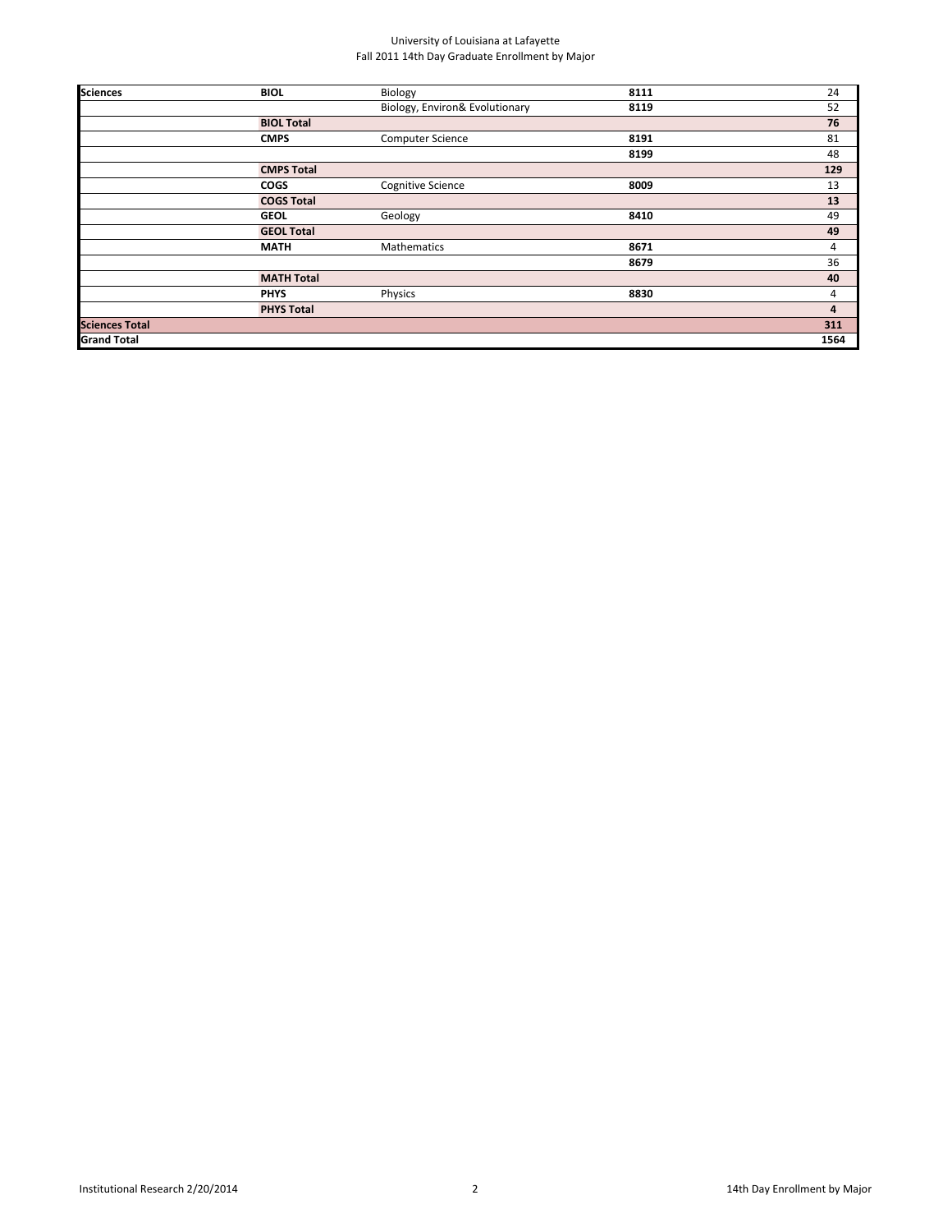University of Louisiana at Lafayette
Fall 2011 14th Day Graduate Enrollment by Major

| | | | | |
|---|---|---|---|---|
| **Sciences** | **BIOL** | Biology | **8111** | 24 |
| | | Biology, Environ& Evolutionary | **8119** | 52 |
| | **BIOL Total** | | | **76** |
| | **CMPS** | Computer Science | **8191** | 81 |
| | | | **8199** | 48 |
| | **CMPS Total** | | | **129** |
| | **COGS** | Cognitive Science | **8009** | 13 |
| | **COGS Total** | | | **13** |
| | **GEOL** | Geology | **8410** | 49 |
| | **GEOL Total** | | | **49** |
| | **MATH** | Mathematics | **8671** | 4 |
| | | | **8679** | 36 |
| | **MATH Total** | | | **40** |
| | **PHYS** | Physics | **8830** | 4 |
| | **PHYS Total** | | | **4** |
| **Sciences Total** | | | | **311** |
| **Grand Total** | | | | **1564** |